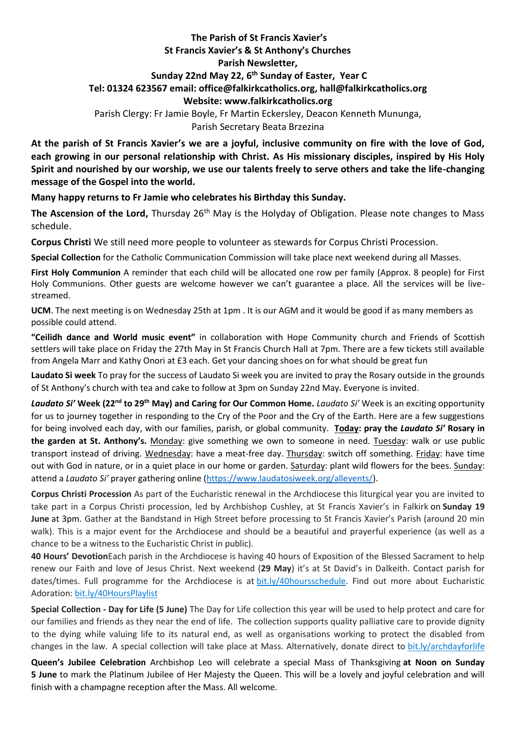**The Parish of St Francis Xavier's**
**St Francis Xavier's & St Anthony's Churches**
**Parish Newsletter,**
**Sunday 22nd May 22, 6th Sunday of Easter, Year C**
**Tel: 01324 623567 email: office@falkirkcatholics.org, hall@falkirkcatholics.org**
**Website: www.falkirkcatholics.org**

Parish Clergy: Fr Jamie Boyle, Fr Martin Eckersley, Deacon Kenneth Mununga,
Parish Secretary Beata Brzezina

**At the parish of St Francis Xavier's we are a joyful, inclusive community on fire with the love of God, each growing in our personal relationship with Christ. As His missionary disciples, inspired by His Holy Spirit and nourished by our worship, we use our talents freely to serve others and take the life-changing message of the Gospel into the world.**

**Many happy returns to Fr Jamie who celebrates his Birthday this Sunday.**

**The Ascension of the Lord,** Thursday 26th May is the Holyday of Obligation. Please note changes to Mass schedule.

**Corpus Christi** We still need more people to volunteer as stewards for Corpus Christi Procession.

**Special Collection** for the Catholic Communication Commission will take place next weekend during all Masses.

**First Holy Communion** A reminder that each child will be allocated one row per family (Approx. 8 people) for First Holy Communions. Other guests are welcome however we can't guarantee a place. All the services will be live-streamed.

**UCM**. The next meeting is on Wednesday 25th at 1pm . It is our AGM and it would be good if as many members as possible could attend.

**"Ceilidh dance and World music event"** in collaboration with Hope Community church and Friends of Scottish settlers will take place on Friday the 27th May in St Francis Church Hall at 7pm. There are a few tickets still available from Angela Marr and Kathy Onori at £3 each. Get your dancing shoes on for what should be great fun

**Laudato Si week** To pray for the success of Laudato Si week you are invited to pray the Rosary outside in the grounds of St Anthony's church with tea and cake to follow at 3pm on Sunday 22nd May. Everyone is invited.

***Laudato Si'* Week (22nd to 29th May) and Caring for Our Common Home.** *Laudato Si'* Week is an exciting opportunity for us to journey together in responding to the Cry of the Poor and the Cry of the Earth. Here are a few suggestions for being involved each day, with our families, parish, or global community. **Today: pray the *Laudato Si'* Rosary in the garden at St. Anthony's.** Monday: give something we own to someone in need. Tuesday: walk or use public transport instead of driving. Wednesday: have a meat-free day. Thursday: switch off something. Friday: have time out with God in nature, or in a quiet place in our home or garden. Saturday: plant wild flowers for the bees. Sunday: attend a *Laudato Si'* prayer gathering online (https://www.laudatosiweek.org/allevents/).

**Corpus Christi Procession** As part of the Eucharistic renewal in the Archdiocese this liturgical year you are invited to take part in a Corpus Christi procession, led by Archbishop Cushley, at St Francis Xavier's in Falkirk on **Sunday 19 June** at 3pm. Gather at the Bandstand in High Street before processing to St Francis Xavier's Parish (around 20 min walk). This is a major event for the Archdiocese and should be a beautiful and prayerful experience (as well as a chance to be a witness to the Eucharistic Christ in public).

**40 Hours' Devotion**Each parish in the Archdiocese is having 40 hours of Exposition of the Blessed Sacrament to help renew our Faith and love of Jesus Christ. Next weekend (**29 May**) it's at St David's in Dalkeith. Contact parish for dates/times. Full programme for the Archdiocese is at bit.ly/40hoursschedule. Find out more about Eucharistic Adoration: bit.ly/40HoursPlaylist

**Special Collection - Day for Life (5 June)** The Day for Life collection this year will be used to help protect and care for our families and friends as they near the end of life. The collection supports quality palliative care to provide dignity to the dying while valuing life to its natural end, as well as organisations working to protect the disabled from changes in the law. A special collection will take place at Mass. Alternatively, donate direct to bit.ly/archdayforlife

**Queen's Jubilee Celebration** Archbishop Leo will celebrate a special Mass of Thanksgiving **at Noon on Sunday 5 June** to mark the Platinum Jubilee of Her Majesty the Queen. This will be a lovely and joyful celebration and will finish with a champagne reception after the Mass. All welcome.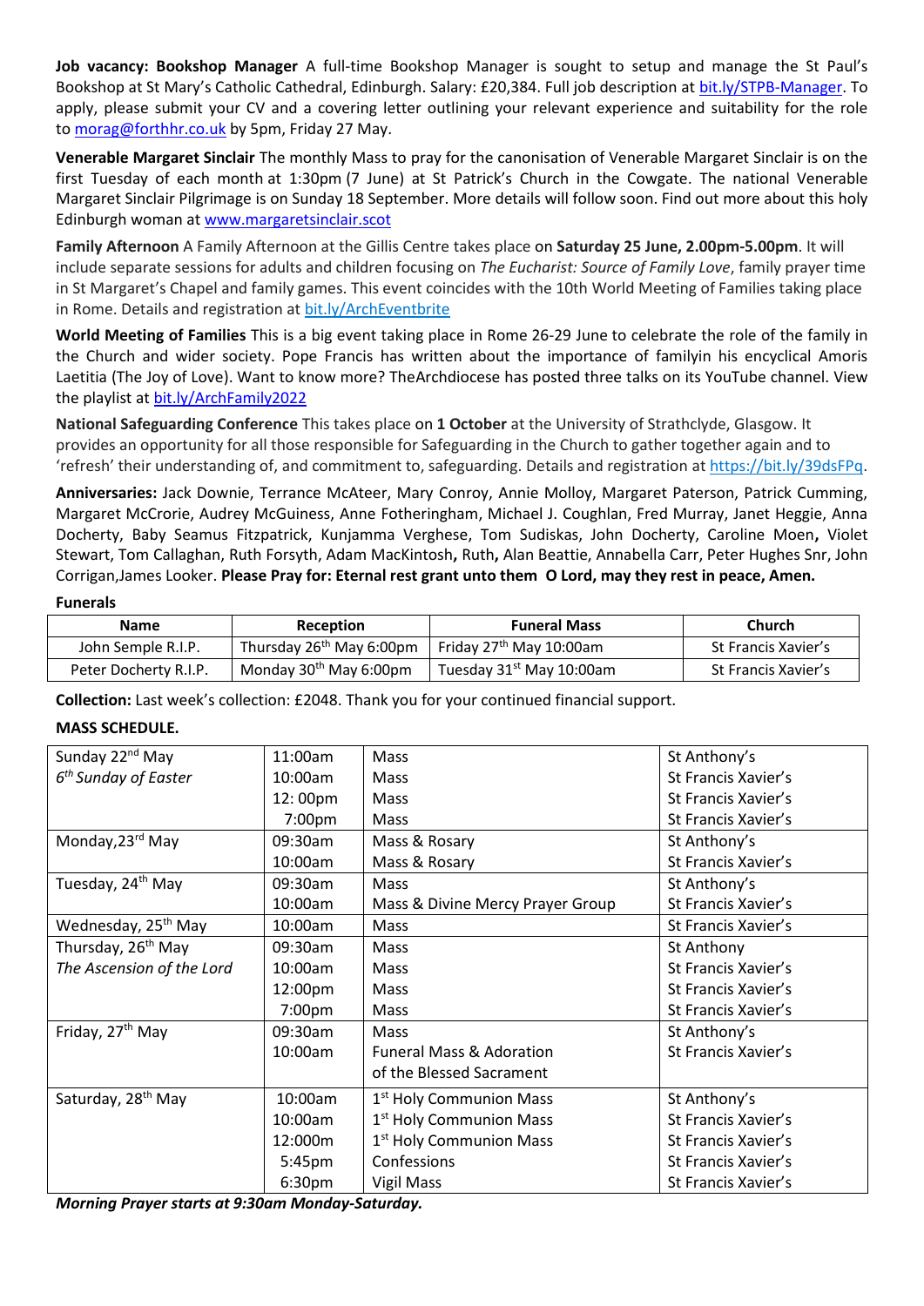**Job vacancy: Bookshop Manager** A full-time Bookshop Manager is sought to setup and manage the St Paul's Bookshop at St Mary's Catholic Cathedral, Edinburgh. Salary: £20,384. Full job description at bit.ly/STPB-Manager. To apply, please submit your CV and a covering letter outlining your relevant experience and suitability for the role to morag@forthhr.co.uk by 5pm, Friday 27 May.

**Venerable Margaret Sinclair** The monthly Mass to pray for the canonisation of Venerable Margaret Sinclair is on the first Tuesday of each month at 1:30pm (7 June) at St Patrick's Church in the Cowgate. The national Venerable Margaret Sinclair Pilgrimage is on Sunday 18 September. More details will follow soon. Find out more about this holy Edinburgh woman at www.margaretsinclair.scot

**Family Afternoon** A Family Afternoon at the Gillis Centre takes place on **Saturday 25 June, 2.00pm-5.00pm**. It will include separate sessions for adults and children focusing on *The Eucharist: Source of Family Love*, family prayer time in St Margaret's Chapel and family games. This event coincides with the 10th World Meeting of Families taking place in Rome. Details and registration at bit.ly/ArchEventbrite

**World Meeting of Families** This is a big event taking place in Rome 26-29 June to celebrate the role of the family in the Church and wider society. Pope Francis has written about the importance of familyin his encyclical Amoris Laetitia (The Joy of Love). Want to know more? TheArchdiocese has posted three talks on its YouTube channel. View the playlist at bit.ly/ArchFamily2022

**National Safeguarding Conference** This takes place on **1 October** at the University of Strathclyde, Glasgow. It provides an opportunity for all those responsible for Safeguarding in the Church to gather together again and to 'refresh' their understanding of, and commitment to, safeguarding. Details and registration at https://bit.ly/39dsFPq.

**Anniversaries:** Jack Downie, Terrance McAteer, Mary Conroy, Annie Molloy, Margaret Paterson, Patrick Cumming, Margaret McCrorie, Audrey McGuiness, Anne Fotheringham, Michael J. Coughlan, Fred Murray, Janet Heggie, Anna Docherty, Baby Seamus Fitzpatrick, Kunjamma Verghese, Tom Sudiskas, John Docherty, Caroline Moen**,** Violet Stewart, Tom Callaghan, Ruth Forsyth, Adam MacKintosh**,** Ruth**,** Alan Beattie, Annabella Carr, Peter Hughes Snr, John Corrigan,James Looker. **Please Pray for: Eternal rest grant unto them O Lord, may they rest in peace, Amen.**

**Funerals**

| Name | Reception | Funeral Mass | Church |
|---|---|---|---|
| John Semple R.I.P. | Thursday 26th May 6:00pm | Friday 27th May 10:00am | St Francis Xavier's |
| Peter Docherty R.I.P. | Monday 30th May 6:00pm | Tuesday 31st May 10:00am | St Francis Xavier's |

**Collection:** Last week's collection: £2048. Thank you for your continued financial support.

**MASS SCHEDULE.**

| | | | |
|---|---|---|---|
| Sunday 22nd May | 11:00am | Mass | St Anthony's |
| *6th Sunday of Easter* | 10:00am | Mass | St Francis Xavier's |
| | 12: 00pm | Mass | St Francis Xavier's |
| | 7:00pm | Mass | St Francis Xavier's |
| Monday,23rd May | 09:30am | Mass & Rosary | St Anthony's |
| | 10:00am | Mass & Rosary | St Francis Xavier's |
| Tuesday, 24th May | 09:30am | Mass | St Anthony's |
| | 10:00am | Mass & Divine Mercy Prayer Group | St Francis Xavier's |
| Wednesday, 25th May | 10:00am | Mass | St Francis Xavier's |
| Thursday, 26th May | 09:30am | Mass | St Anthony |
| *The Ascension of the Lord* | 10:00am | Mass | St Francis Xavier's |
| | 12:00pm | Mass | St Francis Xavier's |
| | 7:00pm | Mass | St Francis Xavier's |
| Friday, 27th May | 09:30am | Mass | St Anthony's |
| | 10:00am | Funeral Mass & Adoration of the Blessed Sacrament | St Francis Xavier's |
| Saturday, 28th May | 10:00am | 1st Holy Communion Mass | St Anthony's |
| | 10:00am | 1st Holy Communion Mass | St Francis Xavier's |
| | 12:000m | 1st Holy Communion Mass | St Francis Xavier's |
| | 5:45pm | Confessions | St Francis Xavier's |
| | 6:30pm | Vigil Mass | St Francis Xavier's |

***Morning Prayer starts at 9:30am Monday-Saturday.***